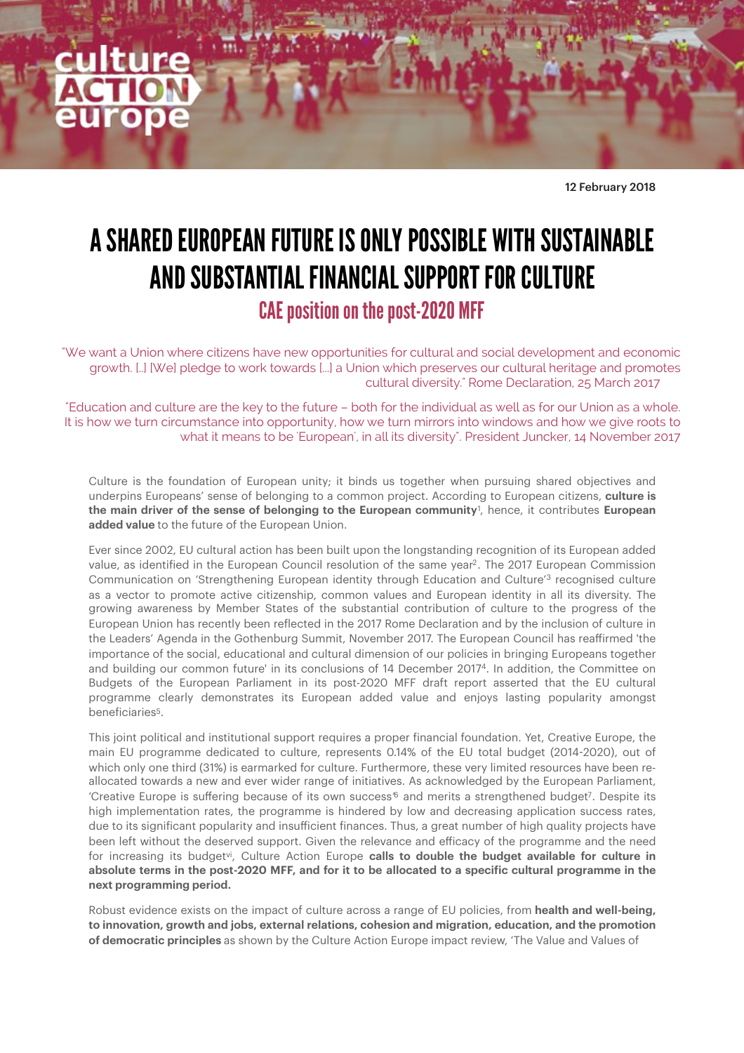12 February 2018

# A SHARED EUROPEAN FUTURE IS ONLY POSSIBLE WITH SUSTAINABLE AND SUBSTANTIAL FINANCIAL SUPPORT FOR CULTURE

## CAE position on the post-2020 MFF

"We want a Union where citizens have new opportunities for cultural and social development and economic growth. [..] [We] pledge to work towards [...] a Union which preserves our cultural heritage and promotes cultural diversity." Rome Declaration, 25 March 2017

"Education and culture are the key to the future – both for the individual as well as for our Union as a whole. It is how we turn circumstance into opportunity, how we turn mirrors into windows and how we give roots to what it means to be 'European', in all its diversity". President Juncker, 14 November 2017

Culture is the foundation of European unity; it binds us together when pursuing shared objectives and underpins Europeans' sense of belonging to a common project. According to European citizens, **culture is the main driver of the sense of belonging to the European community**[1], hence, it contributes **European added value** to the future of the European Union.

Ever since 2002, EU cultural action has been built upon the longstanding recognition of its European added value, as identified in the European Council resolution of the same year[2]. The 2017 European Commission Communication on 'Strengthening European identity through Education and Culture'[3] recognised culture as a vector to promote active citizenship, common values and European identity in all its diversity. The growing awareness by Member States of the substantial contribution of culture to the progress of the European Union has recently been reflected in the 2017 Rome Declaration and by the inclusion of culture in the Leaders' Agenda in the Gothenburg Summit, November 2017. The European Council has reaffirmed 'the importance of the social, educational and cultural dimension of our policies in bringing Europeans together and building our common future' in its conclusions of 14 December 2017[4]. In addition, the Committee on Budgets of the European Parliament in its post-2020 MFF draft report asserted that the EU cultural programme clearly demonstrates its European added value and enjoys lasting popularity amongst beneficiaries[5].

This joint political and institutional support requires a proper financial foundation. Yet, Creative Europe, the main EU programme dedicated to culture, represents 0.14% of the EU total budget (2014-2020), out of which only one third (31%) is earmarked for culture. Furthermore, these very limited resources have been re-allocated towards a new and ever wider range of initiatives. As acknowledged by the European Parliament, 'Creative Europe is suffering because of its own success'[6] and merits a strengthened budget[7]. Despite its high implementation rates, the programme is hindered by low and decreasing application success rates, due to its significant popularity and insufficient finances. Thus, a great number of high quality projects have been left without the deserved support. Given the relevance and efficacy of the programme and the need for increasing its budget[vi], Culture Action Europe **calls to double the budget available for culture in absolute terms in the post-2020 MFF, and for it to be allocated to a specific cultural programme in the next programming period.**

Robust evidence exists on the impact of culture across a range of EU policies, from **health and well-being, to innovation, growth and jobs, external relations, cohesion and migration, education, and the promotion of democratic principles** as shown by the Culture Action Europe impact review, 'The Value and Values of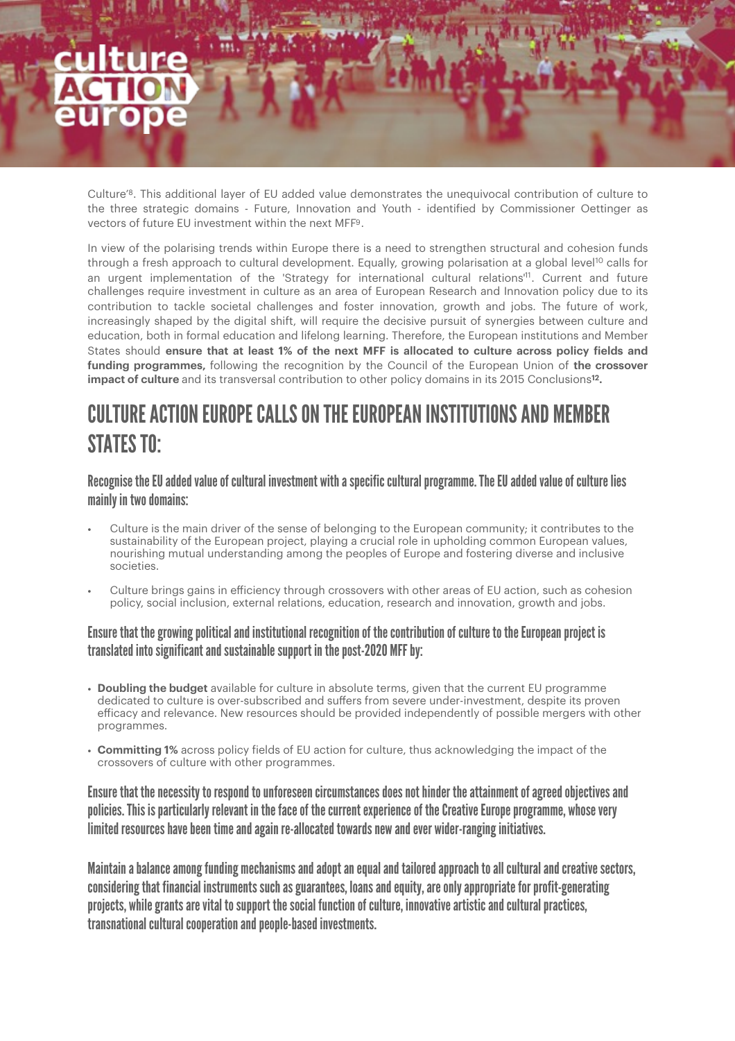Culture'[8]. This additional layer of EU added value demonstrates the unequivocal contribution of culture to the three strategic domains - Future, Innovation and Youth - identified by Commissioner Oettinger as vectors of future EU investment within the next MFF[9].

In view of the polarising trends within Europe there is a need to strengthen structural and cohesion funds through a fresh approach to cultural development. Equally, growing polarisation at a global level[10] calls for an urgent implementation of the 'Strategy for international cultural relations'[11]. Current and future challenges require investment in culture as an area of European Research and Innovation policy due to its contribution to tackle societal challenges and foster innovation, growth and jobs. The future of work, increasingly shaped by the digital shift, will require the decisive pursuit of synergies between culture and education, both in formal education and lifelong learning. Therefore, the European institutions and Member States should **ensure that at least 1% of the next MFF is allocated to culture across policy fields and funding programmes,** following the recognition by the Council of the European Union of **the crossover impact of culture** and its transversal contribution to other policy domains in its 2015 Conclusions[12].

## CULTURE ACTION EUROPE CALLS ON THE EUROPEAN INSTITUTIONS AND MEMBER STATES TO:

### Recognise the EU added value of cultural investment with a specific cultural programme. The EU added value of culture lies mainly in two domains:

- Culture is the main driver of the sense of belonging to the European community; it contributes to the sustainability of the European project, playing a crucial role in upholding common European values, nourishing mutual understanding among the peoples of Europe and fostering diverse and inclusive societies.
- Culture brings gains in efficiency through crossovers with other areas of EU action, such as cohesion policy, social inclusion, external relations, education, research and innovation, growth and jobs.

### Ensure that the growing political and institutional recognition of the contribution of culture to the European project is translated into significant and sustainable support in the post-2020 MFF by:

- **Doubling the budget** available for culture in absolute terms, given that the current EU programme dedicated to culture is over-subscribed and suffers from severe under-investment, despite its proven efficacy and relevance. New resources should be provided independently of possible mergers with other programmes.
- **Committing 1%** across policy fields of EU action for culture, thus acknowledging the impact of the crossovers of culture with other programmes.

### Ensure that the necessity to respond to unforeseen circumstances does not hinder the attainment of agreed objectives and policies. This is particularly relevant in the face of the current experience of the Creative Europe programme, whose very limited resources have been time and again re-allocated towards new and ever wider-ranging initiatives.

### Maintain a balance among funding mechanisms and adopt an equal and tailored approach to all cultural and creative sectors, considering that financial instruments such as guarantees, loans and equity, are only appropriate for profit-generating projects, while grants are vital to support the social function of culture, innovative artistic and cultural practices, transnational cultural cooperation and people-based investments.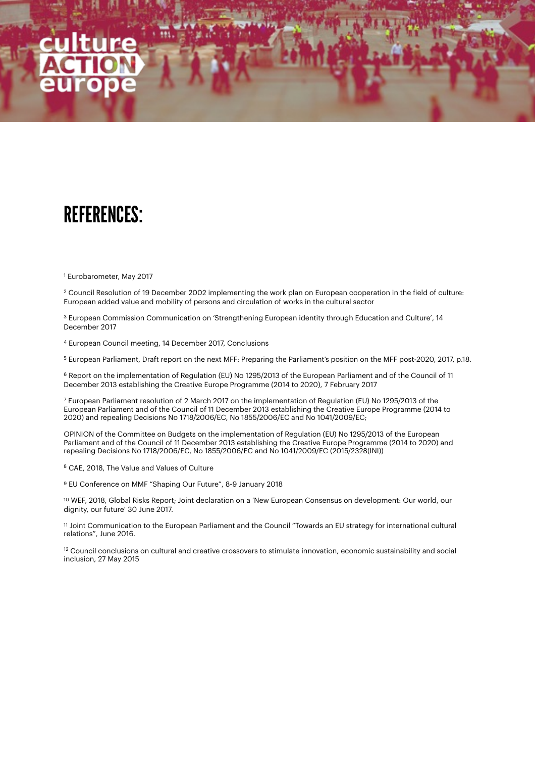# REFERENCES:

[1] Eurobarometer, May 2017

[2] Council Resolution of 19 December 2002 implementing the work plan on European cooperation in the field of culture: European added value and mobility of persons and circulation of works in the cultural sector

[3] European Commission Communication on 'Strengthening European identity through Education and Culture', 14 December 2017

[4] European Council meeting, 14 December 2017, Conclusions

[5] European Parliament, Draft report on the next MFF: Preparing the Parliament's position on the MFF post-2020, 2017, p.18.

[6] Report on the implementation of Regulation (EU) No 1295/2013 of the European Parliament and of the Council of 11 December 2013 establishing the Creative Europe Programme (2014 to 2020), 7 February 2017

[7] European Parliament resolution of 2 March 2017 on the implementation of Regulation (EU) No 1295/2013 of the European Parliament and of the Council of 11 December 2013 establishing the Creative Europe Programme (2014 to 2020) and repealing Decisions No 1718/2006/EC, No 1855/2006/EC and No 1041/2009/EC;

OPINION of the Committee on Budgets on the implementation of Regulation (EU) No 1295/2013 of the European Parliament and of the Council of 11 December 2013 establishing the Creative Europe Programme (2014 to 2020) and repealing Decisions No 1718/2006/EC, No 1855/2006/EC and No 1041/2009/EC (2015/2328(INI))

[8] CAE, 2018, The Value and Values of Culture

[9] EU Conference on MMF "Shaping Our Future", 8-9 January 2018

[10] WEF, 2018, Global Risks Report; Joint declaration on a 'New European Consensus on development: Our world, our dignity, our future' 30 June 2017.

[11] Joint Communication to the European Parliament and the Council "Towards an EU strategy for international cultural relations", June 2016.

[12] Council conclusions on cultural and creative crossovers to stimulate innovation, economic sustainability and social inclusion, 27 May 2015